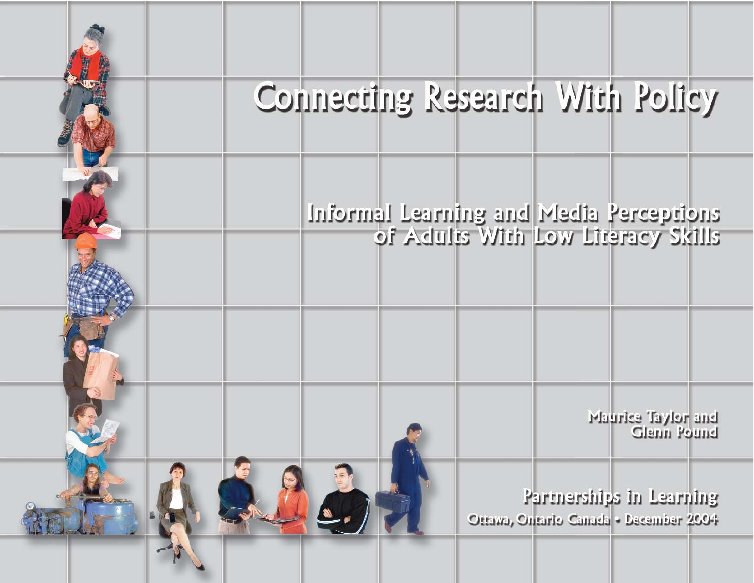# Connecting Research With Policy

## Informal Learning and Media Perceptions of Adults With Low Literacy Skills

Maurice Taylor and Glenn Pound

**Partnerships in Learning**

Ottawa, Ontario Canada • December 2004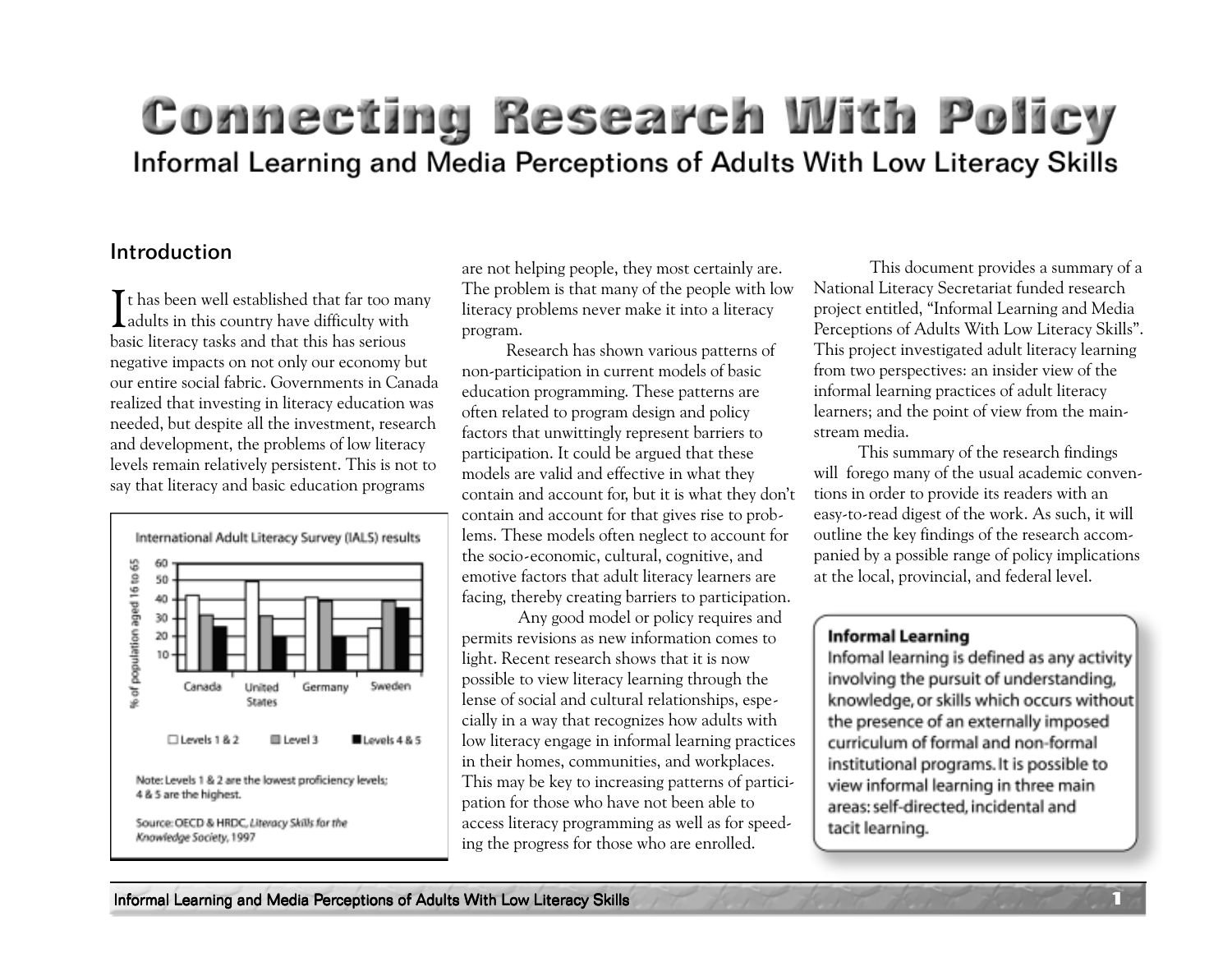# Connecting Research With Policy

## Informal Learning and Media Perceptions of Adults With Low Literacy Skills

### Introduction

It has been well established that far too many adults in this country have difficulty with basic literacy tasks and that this has serious negative impacts on not only our economy but our entire social fabric. Governments in Canada realized that investing in literacy education was needed, but despite all the investment, research and development, the problems of low literacy levels remain relatively persistent. This is not to say that literacy and basic education programs are not helping people, they most certainly are. The problem is that many of the people with low literacy problems never make it into a literacy program.

Research has shown various patterns of non-participation in current models of basic education programming. These patterns are often related to program design and policy factors that unwittingly represent barriers to participation. It could be argued that these models are valid and effective in what they contain and account for, but it is what they don't contain and account for that gives rise to problems. These models often neglect to account for the socio-economic, cultural, cognitive, and emotive factors that adult literacy learners are facing, thereby creating barriers to participation.

Any good model or policy requires and permits revisions as new information comes to light. Recent research shows that it is now possible to view literacy learning through the lense of social and cultural relationships, especially in a way that recognizes how adults with low literacy engage in informal learning practices in their homes, communities, and workplaces. This may be key to increasing patterns of participation for those who have not been able to access literacy programming as well as for speeding the progress for those who are enrolled.

**International Adult Literacy Survey (IALS) results**

| % of population aged 16 to 65 | Levels 1 & 2 | Level 3 | Levels 4 & 5 |
|---|---|---|---|
| Canada | 42 | 32 | 26 |
| United States | 49 | 32 | 19 |
| Germany | 41 | 39 | 20 |
| Sweden | 25 | 39 | 36 |

Note: Levels 1 & 2 are the lowest proficiency levels; 4 & 5 are the highest.

Source: OECD & HRDC, *Literacy Skills for the Knowledge Society*, 1997

This document provides a summary of a National Literacy Secretariat funded research project entitled, "Informal Learning and Media Perceptions of Adults With Low Literacy Skills". This project investigated adult literacy learning from two perspectives: an insider view of the informal learning practices of adult literacy learners; and the point of view from the mainstream media.

This summary of the research findings will forego many of the usual academic conventions in order to provide its readers with an easy-to-read digest of the work. As such, it will outline the key findings of the research accompanied by a possible range of policy implications at the local, provincial, and federal level.

**Informal Learning**

Infomal learning is defined as any activity involving the pursuit of understanding, knowledge, or skills which occurs without the presence of an externally imposed curriculum of formal and non-formal institutional programs. It is possible to view informal learning in three main areas: self-directed, incidental and tacit learning.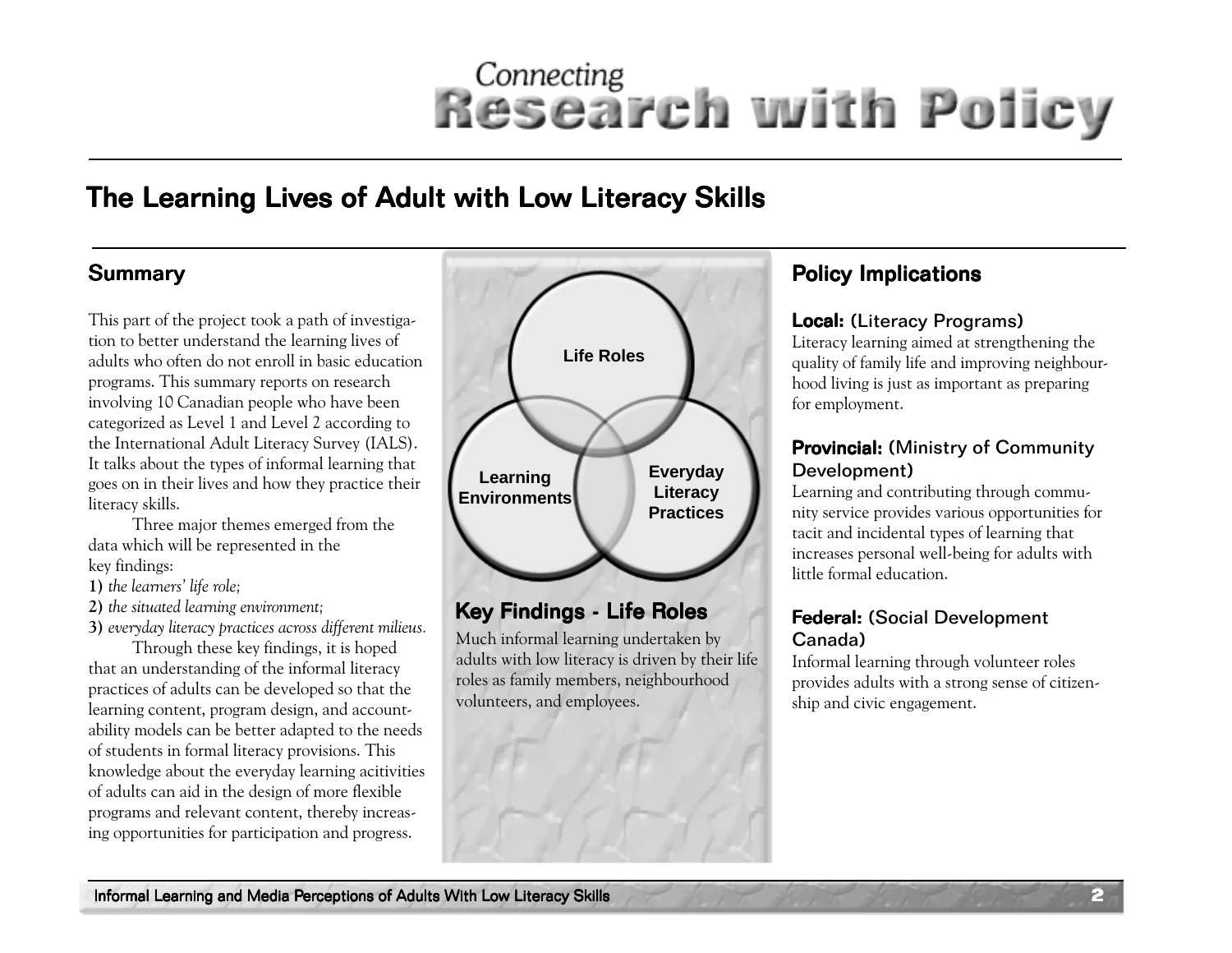# The Learning Lives of Adult with Low Literacy Skills

## Summary

This part of the project took a path of investigation to better understand the learning lives of adults who often do not enroll in basic education programs. This summary reports on research involving 10 Canadian people who have been categorized as Level 1 and Level 2 according to the International Adult Literacy Survey (IALS). It talks about the types of informal learning that goes on in their lives and how they practice their literacy skills.

Three major themes emerged from the data which will be represented in the key findings:

**1)** *the learners' life role;*
**2)** *the situated learning environment;*
**3)** *everyday literacy practices across different milieus.*

Through these key findings, it is hoped that an understanding of the informal literacy practices of adults can be developed so that the learning content, program design, and accountability models can be better adapted to the needs of students in formal literacy provisions. This knowledge about the everyday learning acitivities of adults can aid in the design of more flexible programs and relevant content, thereby increasing opportunities for participation and progress.

Life Roles

Learning Environments

Everyday Literacy Practices

## Key Findings - Life Roles

Much informal learning undertaken by adults with low literacy is driven by their life roles as family members, neighbourhood volunteers, and employees.

## Policy Implications

### Local: (Literacy Programs)

Literacy learning aimed at strengthening the quality of family life and improving neighbourhood living is just as important as preparing for employment.

### Provincial: (Ministry of Community Development)

Learning and contributing through community service provides various opportunities for tacit and incidental types of learning that increases personal well-being for adults with little formal education.

### Federal: (Social Development Canada)

Informal learning through volunteer roles provides adults with a strong sense of citizenship and civic engagement.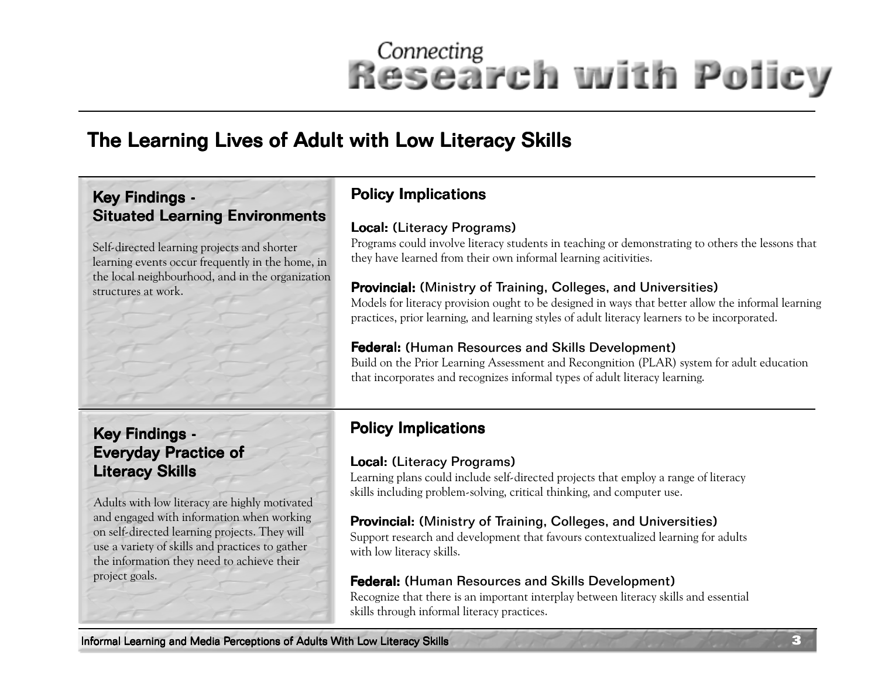# The Learning Lives of Adult with Low Literacy Skills

## Key Findings - Situated Learning Environments

Self-directed learning projects and shorter learning events occur frequently in the home, in the local neighbourhood, and in the organization structures at work.

## Policy Implications

**Local:** (Literacy Programs)
Programs could involve literacy students in teaching or demonstrating to others the lessons that they have learned from their own informal learning acitivities.

**Provincial:** (Ministry of Training, Colleges, and Universities)
Models for literacy provision ought to be designed in ways that better allow the informal learning practices, prior learning, and learning styles of adult literacy learners to be incorporated.

**Federal:** (Human Resources and Skills Development)
Build on the Prior Learning Assessment and Recongnition (PLAR) system for adult education that incorporates and recognizes informal types of adult literacy learning.

## Key Findings - Everyday Practice of Literacy Skills

Adults with low literacy are highly motivated and engaged with information when working on self-directed learning projects. They will use a variety of skills and practices to gather the information they need to achieve their project goals.

## Policy Implications

**Local:** (Literacy Programs)
Learning plans could include self-directed projects that employ a range of literacy skills including problem-solving, critical thinking, and computer use.

**Provincial:** (Ministry of Training, Colleges, and Universities)
Support research and development that favours contextualized learning for adults with low literacy skills.

**Federal:** (Human Resources and Skills Development)
Recognize that there is an important interplay between literacy skills and essential skills through informal literacy practices.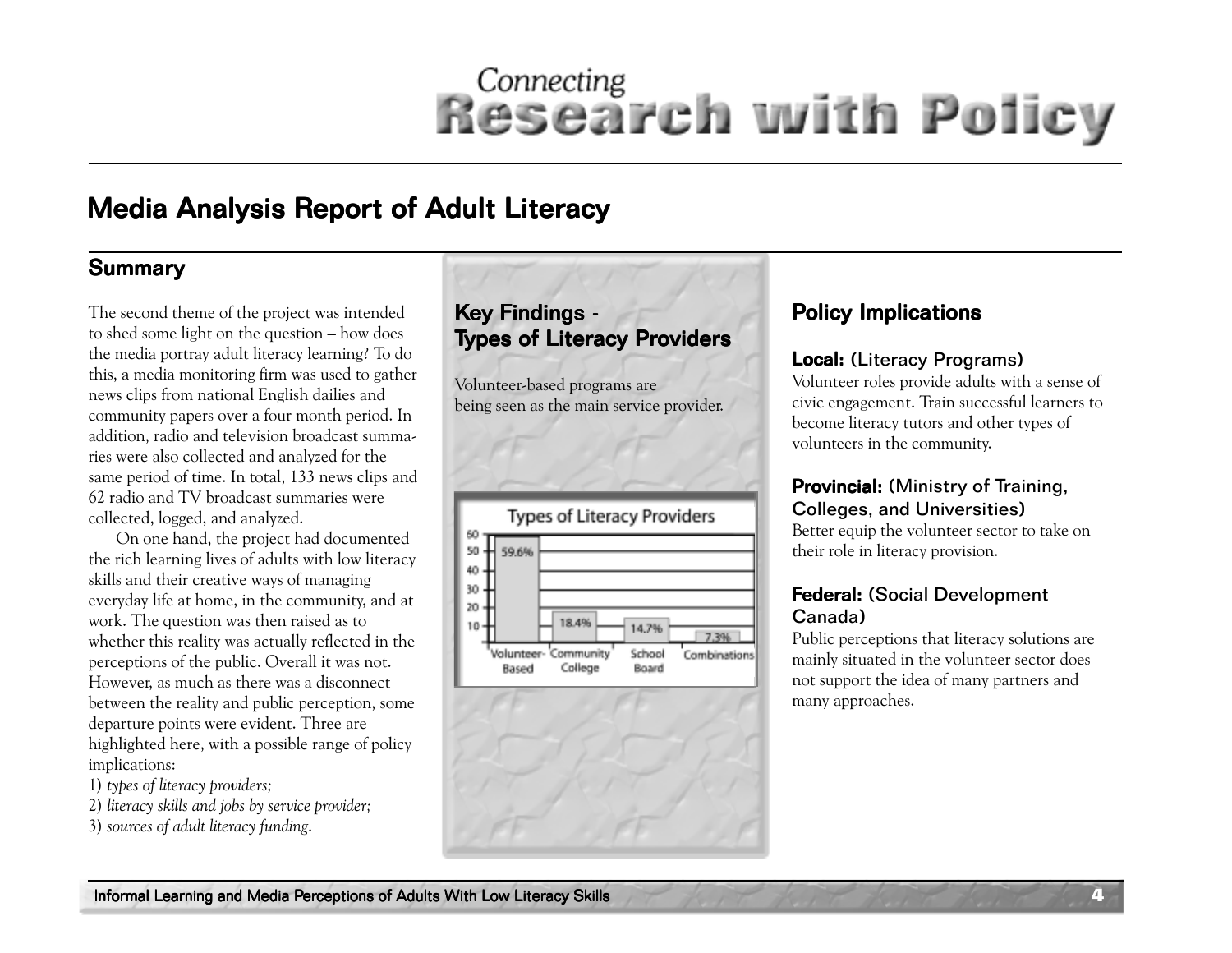# Media Analysis Report of Adult Literacy

## Summary

The second theme of the project was intended to shed some light on the question – how does the media portray adult literacy learning? To do this, a media monitoring firm was used to gather news clips from national English dailies and community papers over a four month period. In addition, radio and television broadcast summaries were also collected and analyzed for the same period of time. In total, 133 news clips and 62 radio and TV broadcast summaries were collected, logged, and analyzed.

On one hand, the project had documented the rich learning lives of adults with low literacy skills and their creative ways of managing everyday life at home, in the community, and at work. The question was then raised as to whether this reality was actually reflected in the perceptions of the public. Overall it was not. However, as much as there was a disconnect between the reality and public perception, some departure points were evident. Three are highlighted here, with a possible range of policy implications:

1) *types of literacy providers;*
2) *literacy skills and jobs by service provider;*
3) *sources of adult literacy funding.*

## Key Findings - Types of Literacy Providers

Volunteer-based programs are being seen as the main service provider.

**Types of Literacy Providers**

| Provider | Percentage |
|---|---|
| Volunteer-Based | 59.6% |
| Community College | 18.4% |
| School Board | 14.7% |
| Combinations | 7.3% |

## Policy Implications

### Local: (Literacy Programs)

Volunteer roles provide adults with a sense of civic engagement. Train successful learners to become literacy tutors and other types of volunteers in the community.

### Provincial: (Ministry of Training, Colleges, and Universities)

Better equip the volunteer sector to take on their role in literacy provision.

### Federal: (Social Development Canada)

Public perceptions that literacy solutions are mainly situated in the volunteer sector does not support the idea of many partners and many approaches.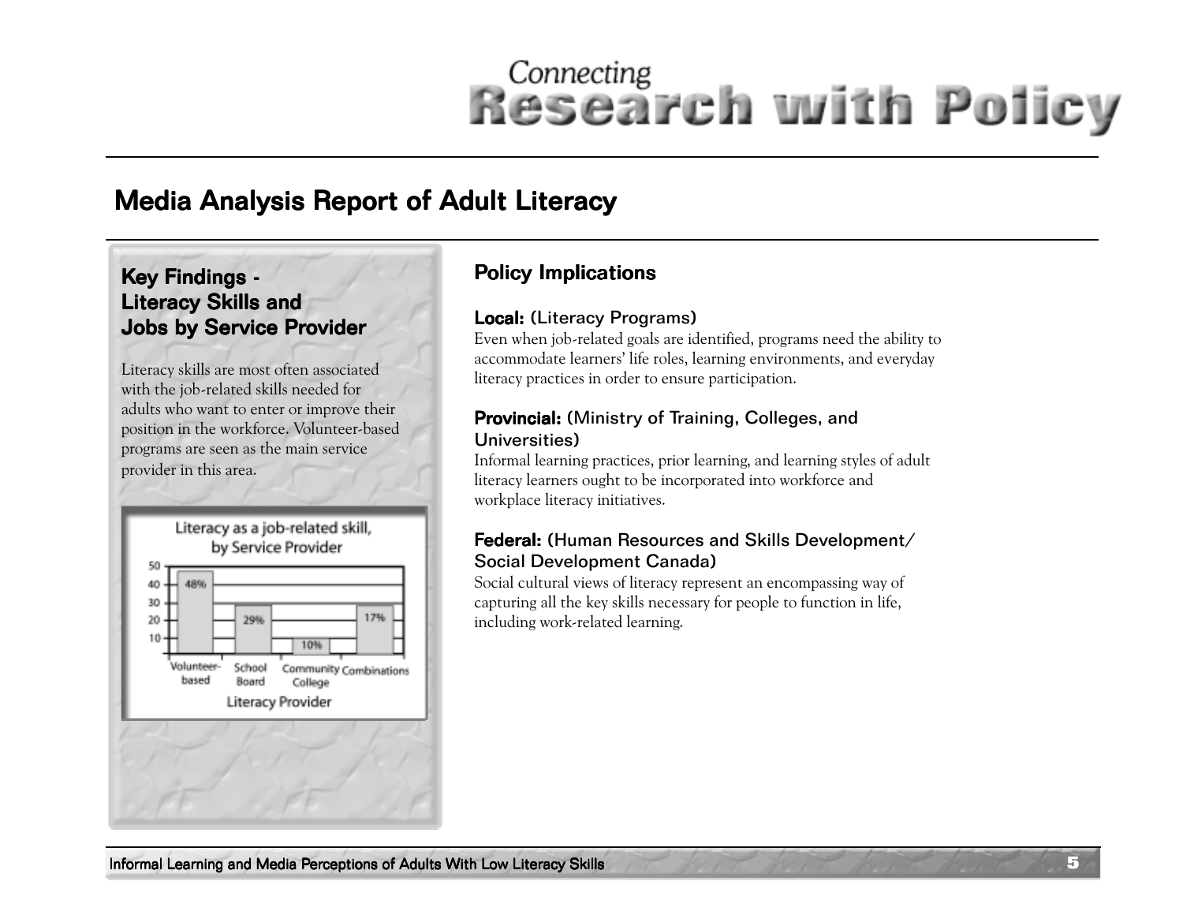# Media Analysis Report of Adult Literacy

## Key Findings - Literacy Skills and Jobs by Service Provider

Literacy skills are most often associated with the job-related skills needed for adults who want to enter or improve their position in the workforce. Volunteer-based programs are seen as the main service provider in this area.

**Literacy as a job-related skill, by Service Provider**

| Literacy Provider | % |
|---|---|
| Volunteer-based | 48% |
| School Board | 29% |
| Community College | 10% |
| Combinations | 17% |

## Policy Implications

**Local:** (Literacy Programs)
Even when job-related goals are identified, programs need the ability to accommodate learners' life roles, learning environments, and everyday literacy practices in order to ensure participation.

**Provincial:** (Ministry of Training, Colleges, and Universities)
Informal learning practices, prior learning, and learning styles of adult literacy learners ought to be incorporated into workforce and workplace literacy initiatives.

**Federal:** (Human Resources and Skills Development/ Social Development Canada)
Social cultural views of literacy represent an encompassing way of capturing all the key skills necessary for people to function in life, including work-related learning.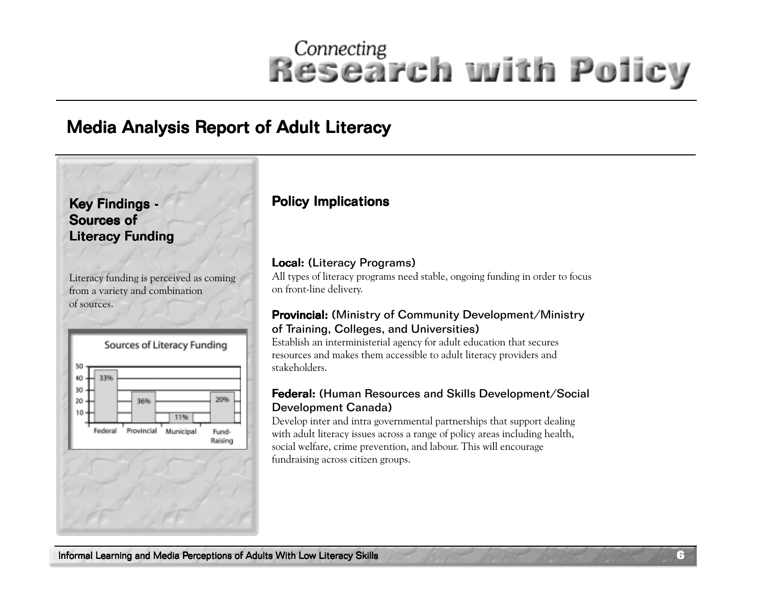# Media Analysis Report of Adult Literacy

## Key Findings - Sources of Literacy Funding

Literacy funding is perceived as coming from a variety and combination of sources.

**Sources of Literacy Funding**

| Federal | Provincial | Municipal | Fund-Raising |
|---|---|---|---|
| 33% | 36% | 11% | 20% |

## Policy Implications

**Local:** (Literacy Programs)
All types of literacy programs need stable, ongoing funding in order to focus on front-line delivery.

**Provincial:** (Ministry of Community Development/Ministry of Training, Colleges, and Universities)
Establish an interministerial agency for adult education that secures resources and makes them accessible to adult literacy providers and stakeholders.

**Federal:** (Human Resources and Skills Development/Social Development Canada)
Develop inter and intra governmental partnerships that support dealing with adult literacy issues across a range of policy areas including health, social welfare, crime prevention, and labour. This will encourage fundraising across citizen groups.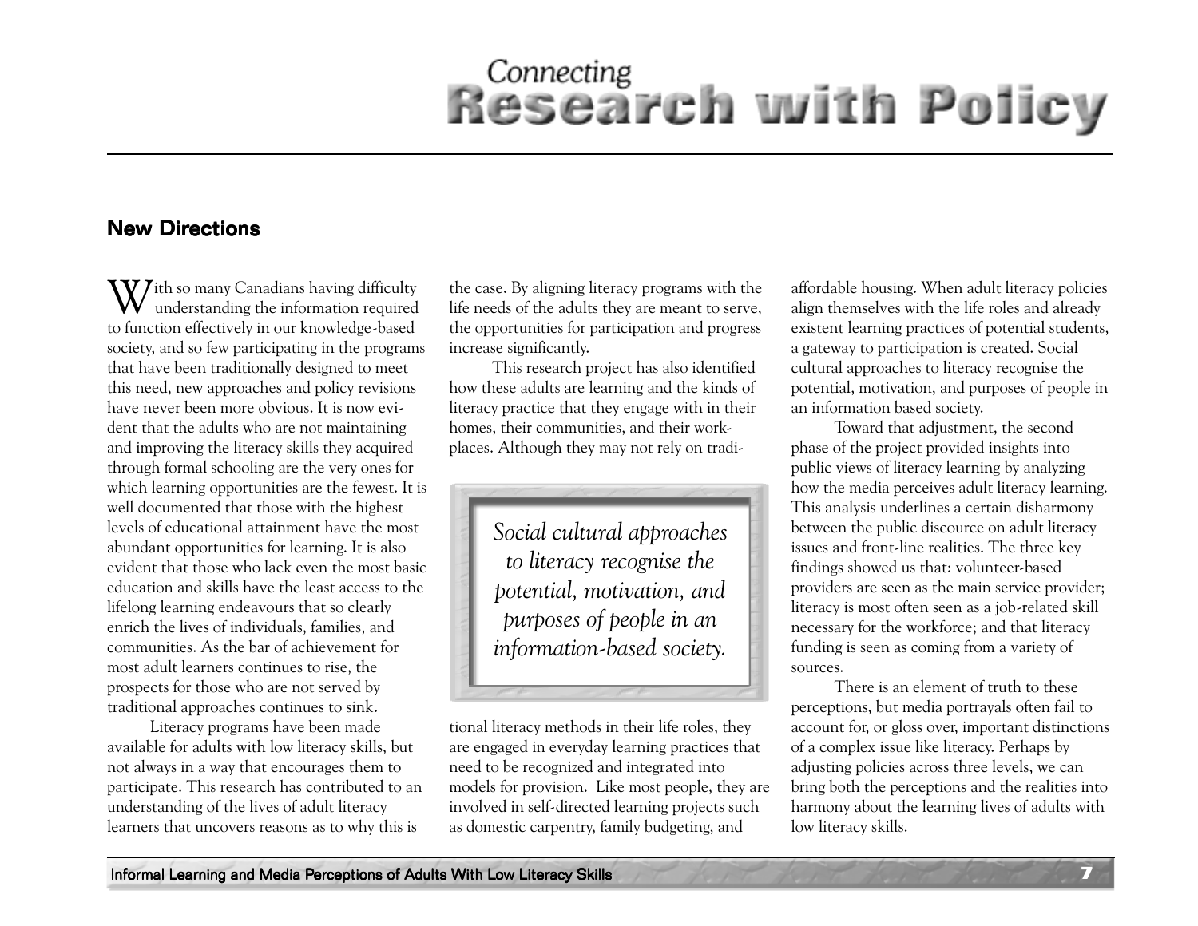## New Directions

With so many Canadians having difficulty understanding the information required to function effectively in our knowledge-based society, and so few participating in the programs that have been traditionally designed to meet this need, new approaches and policy revisions have never been more obvious. It is now evident that the adults who are not maintaining and improving the literacy skills they acquired through formal schooling are the very ones for which learning opportunities are the fewest. It is well documented that those with the highest levels of educational attainment have the most abundant opportunities for learning. It is also evident that those who lack even the most basic education and skills have the least access to the lifelong learning endeavours that so clearly enrich the lives of individuals, families, and communities. As the bar of achievement for most adult learners continues to rise, the prospects for those who are not served by traditional approaches continues to sink.

Literacy programs have been made available for adults with low literacy skills, but not always in a way that encourages them to participate. This research has contributed to an understanding of the lives of adult literacy learners that uncovers reasons as to why this is the case. By aligning literacy programs with the life needs of the adults they are meant to serve, the opportunities for participation and progress increase significantly.

This research project has also identified how these adults are learning and the kinds of literacy practice that they engage with in their homes, their communities, and their workplaces. Although they may not rely on traditional literacy methods in their life roles, they are engaged in everyday learning practices that need to be recognized and integrated into models for provision. Like most people, they are involved in self-directed learning projects such as domestic carpentry, family budgeting, and affordable housing. When adult literacy policies align themselves with the life roles and already existent learning practices of potential students, a gateway to participation is created. Social cultural approaches to literacy recognise the potential, motivation, and purposes of people in an information based society.

> *Social cultural approaches to literacy recognise the potential, motivation, and purposes of people in an information-based society.*

Toward that adjustment, the second phase of the project provided insights into public views of literacy learning by analyzing how the media perceives adult literacy learning. This analysis underlines a certain disharmony between the public discource on adult literacy issues and front-line realities. The three key findings showed us that: volunteer-based providers are seen as the main service provider; literacy is most often seen as a job-related skill necessary for the workforce; and that literacy funding is seen as coming from a variety of sources.

There is an element of truth to these perceptions, but media portrayals often fail to account for, or gloss over, important distinctions of a complex issue like literacy. Perhaps by adjusting policies across three levels, we can bring both the perceptions and the realities into harmony about the learning lives of adults with low literacy skills.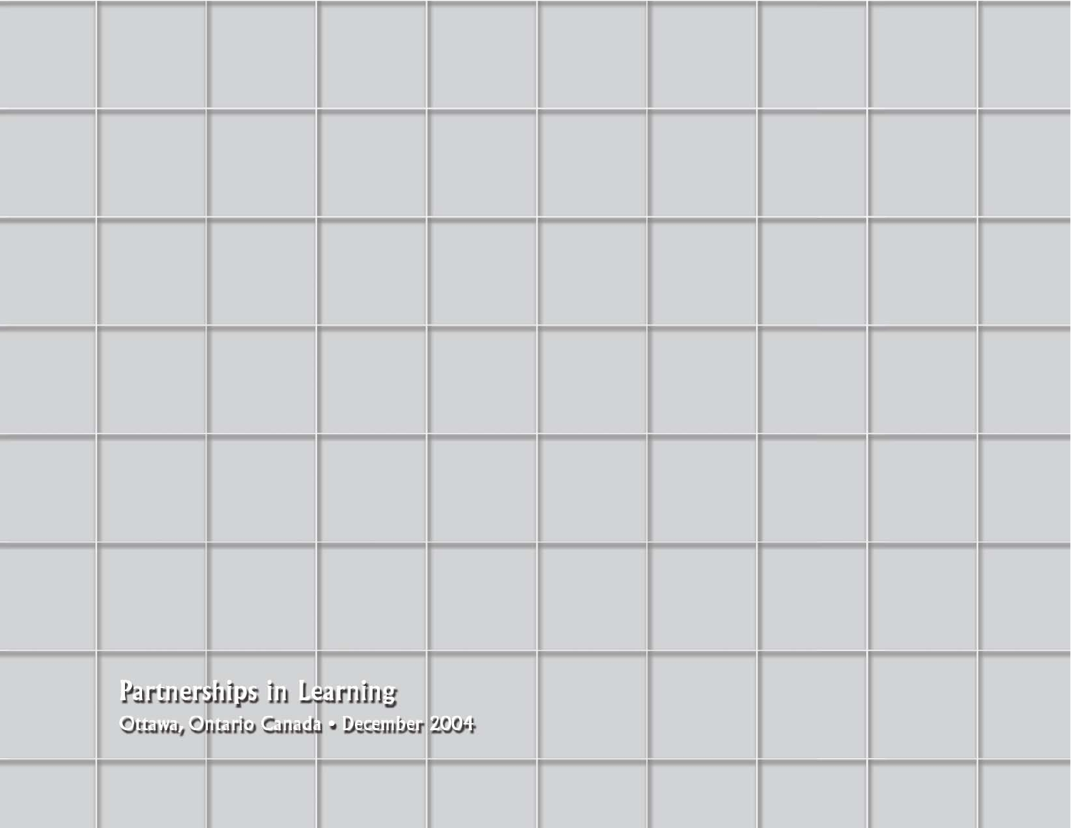**Partnerships in Learning**

**Ottawa, Ontario Canada • December 2004**